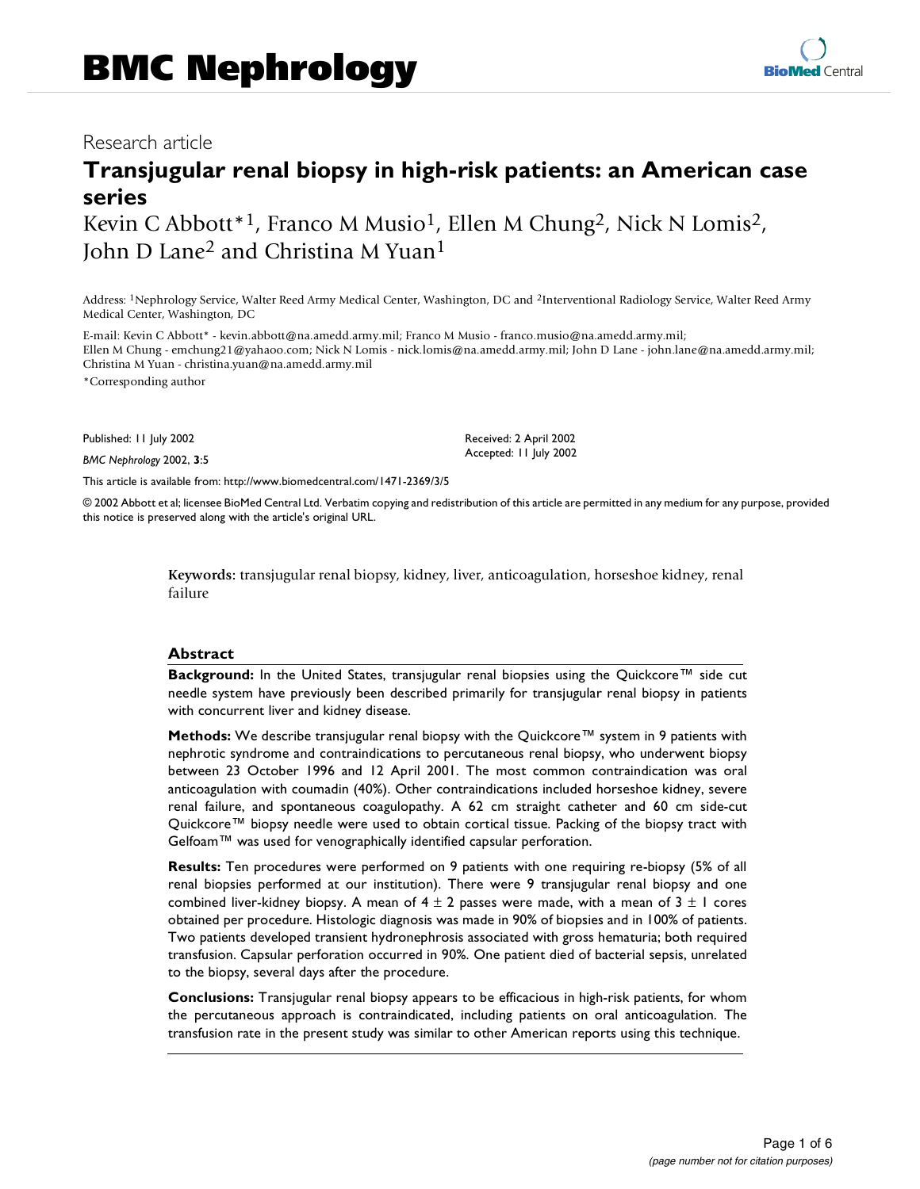# BMC Nephrology

Research article

## Transjugular renal biopsy in high-risk patients: an American case series

Kevin C Abbott*[1], Franco M Musio[1], Ellen M Chung[2], Nick N Lomis[2], John D Lane[2] and Christina M Yuan[1]

Address: [1]Nephrology Service, Walter Reed Army Medical Center, Washington, DC and [2]Interventional Radiology Service, Walter Reed Army Medical Center, Washington, DC

E-mail: Kevin C Abbott* - kevin.abbott@na.amedd.army.mil; Franco M Musio - franco.musio@na.amedd.army.mil; Ellen M Chung - emchung21@yahaoo.com; Nick N Lomis - nick.lomis@na.amedd.army.mil; John D Lane - john.lane@na.amedd.army.mil; Christina M Yuan - christina.yuan@na.amedd.army.mil

*Corresponding author

Published: 11 July 2002

*BMC Nephrology* 2002, **3**:5

Received: 2 April 2002
Accepted: 11 July 2002

This article is available from: http://www.biomedcentral.com/1471-2369/3/5

© 2002 Abbott et al; licensee BioMed Central Ltd. Verbatim copying and redistribution of this article are permitted in any medium for any purpose, provided this notice is preserved along with the article's original URL.

**Keywords:** transjugular renal biopsy, kidney, liver, anticoagulation, horseshoe kidney, renal failure

### Abstract

**Background:** In the United States, transjugular renal biopsies using the Quickcore™ side cut needle system have previously been described primarily for transjugular renal biopsy in patients with concurrent liver and kidney disease.

**Methods:** We describe transjugular renal biopsy with the Quickcore™ system in 9 patients with nephrotic syndrome and contraindications to percutaneous renal biopsy, who underwent biopsy between 23 October 1996 and 12 April 2001. The most common contraindication was oral anticoagulation with coumadin (40%). Other contraindications included horseshoe kidney, severe renal failure, and spontaneous coagulopathy. A 62 cm straight catheter and 60 cm side-cut Quickcore™ biopsy needle were used to obtain cortical tissue. Packing of the biopsy tract with Gelfoam™ was used for venographically identified capsular perforation.

**Results:** Ten procedures were performed on 9 patients with one requiring re-biopsy (5% of all renal biopsies performed at our institution). There were 9 transjugular renal biopsy and one combined liver-kidney biopsy. A mean of $4 \pm 2$ passes were made, with a mean of $3 \pm 1$ cores obtained per procedure. Histologic diagnosis was made in 90% of biopsies and in 100% of patients. Two patients developed transient hydronephrosis associated with gross hematuria; both required transfusion. Capsular perforation occurred in 90%. One patient died of bacterial sepsis, unrelated to the biopsy, several days after the procedure.

**Conclusions:** Transjugular renal biopsy appears to be efficacious in high-risk patients, for whom the percutaneous approach is contraindicated, including patients on oral anticoagulation. The transfusion rate in the present study was similar to other American reports using this technique.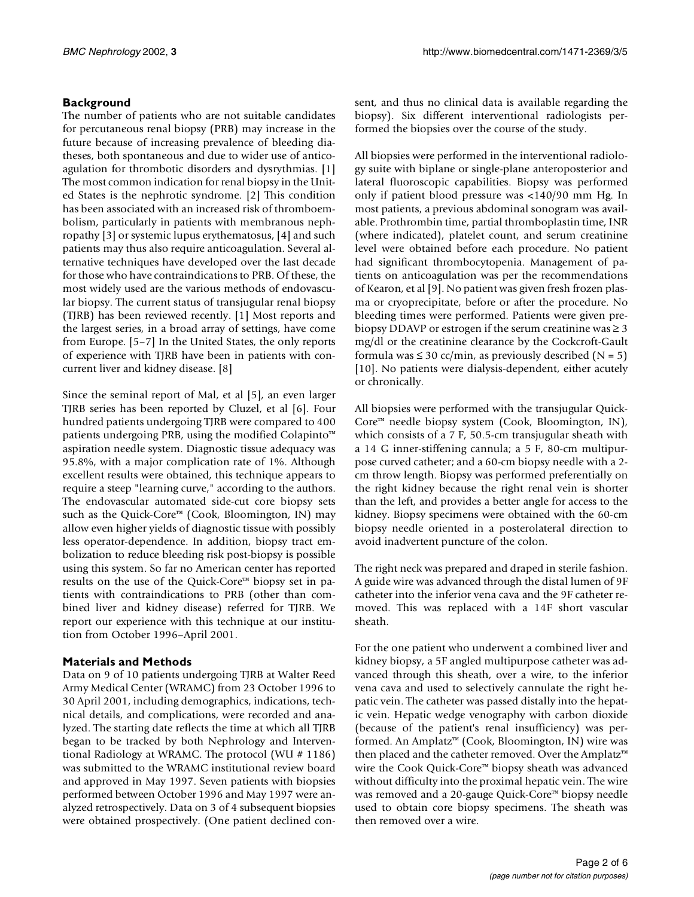## Background

The number of patients who are not suitable candidates for percutaneous renal biopsy (PRB) may increase in the future because of increasing prevalence of bleeding diatheses, both spontaneous and due to wider use of anticoagulation for thrombotic disorders and dysrythmias. [1] The most common indication for renal biopsy in the United States is the nephrotic syndrome. [2] This condition has been associated with an increased risk of thromboembolism, particularly in patients with membranous nephropathy [3] or systemic lupus erythematosus, [4] and such patients may thus also require anticoagulation. Several alternative techniques have developed over the last decade for those who have contraindications to PRB. Of these, the most widely used are the various methods of endovascular biopsy. The current status of transjugular renal biopsy (TJRB) has been reviewed recently. [1] Most reports and the largest series, in a broad array of settings, have come from Europe. [5–7] In the United States, the only reports of experience with TJRB have been in patients with concurrent liver and kidney disease. [8]

Since the seminal report of Mal, et al [5], an even larger TJRB series has been reported by Cluzel, et al [6]. Four hundred patients undergoing TJRB were compared to 400 patients undergoing PRB, using the modified Colapinto™ aspiration needle system. Diagnostic tissue adequacy was 95.8%, with a major complication rate of 1%. Although excellent results were obtained, this technique appears to require a steep "learning curve," according to the authors. The endovascular automated side-cut core biopsy sets such as the Quick-Core™ (Cook, Bloomington, IN) may allow even higher yields of diagnostic tissue with possibly less operator-dependence. In addition, biopsy tract embolization to reduce bleeding risk post-biopsy is possible using this system. So far no American center has reported results on the use of the Quick-Core™ biopsy set in patients with contraindications to PRB (other than combined liver and kidney disease) referred for TJRB. We report our experience with this technique at our institution from October 1996–April 2001.

## Materials and Methods

Data on 9 of 10 patients undergoing TJRB at Walter Reed Army Medical Center (WRAMC) from 23 October 1996 to 30 April 2001, including demographics, indications, technical details, and complications, were recorded and analyzed. The starting date reflects the time at which all TJRB began to be tracked by both Nephrology and Interventional Radiology at WRAMC. The protocol (WU # 1186) was submitted to the WRAMC institutional review board and approved in May 1997. Seven patients with biopsies performed between October 1996 and May 1997 were analyzed retrospectively. Data on 3 of 4 subsequent biopsies were obtained prospectively. (One patient declined consent, and thus no clinical data is available regarding the biopsy). Six different interventional radiologists performed the biopsies over the course of the study.

All biopsies were performed in the interventional radiology suite with biplane or single-plane anteroposterior and lateral fluoroscopic capabilities. Biopsy was performed only if patient blood pressure was <140/90 mm Hg. In most patients, a previous abdominal sonogram was available. Prothrombin time, partial thromboplastin time, INR (where indicated), platelet count, and serum creatinine level were obtained before each procedure. No patient had significant thrombocytopenia. Management of patients on anticoagulation was per the recommendations of Kearon, et al [9]. No patient was given fresh frozen plasma or cryoprecipitate, before or after the procedure. No bleeding times were performed. Patients were given pre-biopsy DDAVP or estrogen if the serum creatinine was ≥ 3 mg/dl or the creatinine clearance by the Cockcroft-Gault formula was ≤ 30 cc/min, as previously described (N = 5) [10]. No patients were dialysis-dependent, either acutely or chronically.

All biopsies were performed with the transjugular Quick-Core™ needle biopsy system (Cook, Bloomington, IN), which consists of a 7 F, 50.5-cm transjugular sheath with a 14 G inner-stiffening cannula; a 5 F, 80-cm multipurpose curved catheter; and a 60-cm biopsy needle with a 2-cm throw length. Biopsy was performed preferentially on the right kidney because the right renal vein is shorter than the left, and provides a better angle for access to the kidney. Biopsy specimens were obtained with the 60-cm biopsy needle oriented in a posterolateral direction to avoid inadvertent puncture of the colon.

The right neck was prepared and draped in sterile fashion. A guide wire was advanced through the distal lumen of 9F catheter into the inferior vena cava and the 9F catheter removed. This was replaced with a 14F short vascular sheath.

For the one patient who underwent a combined liver and kidney biopsy, a 5F angled multipurpose catheter was advanced through this sheath, over a wire, to the inferior vena cava and used to selectively cannulate the right hepatic vein. The catheter was passed distally into the hepatic vein. Hepatic wedge venography with carbon dioxide (because of the patient's renal insufficiency) was performed. An Amplatz™ (Cook, Bloomington, IN) wire was then placed and the catheter removed. Over the Amplatz™ wire the Cook Quick-Core™ biopsy sheath was advanced without difficulty into the proximal hepatic vein. The wire was removed and a 20-gauge Quick-Core™ biopsy needle used to obtain core biopsy specimens. The sheath was then removed over a wire.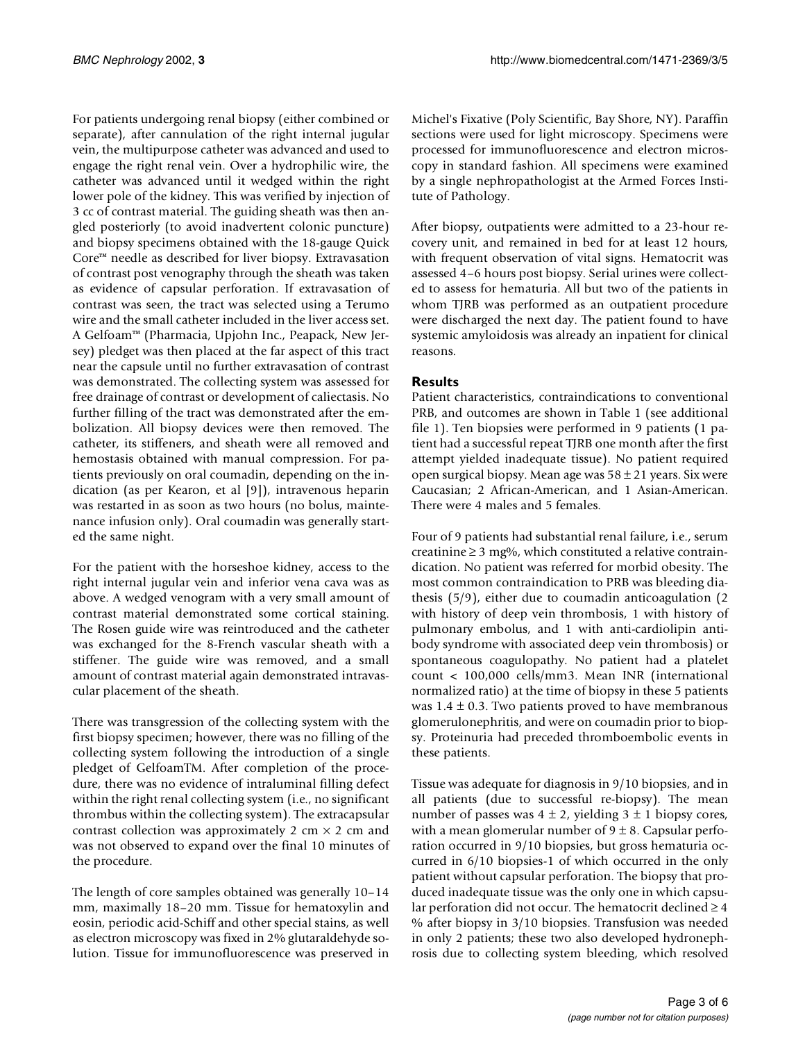For patients undergoing renal biopsy (either combined or separate), after cannulation of the right internal jugular vein, the multipurpose catheter was advanced and used to engage the right renal vein. Over a hydrophilic wire, the catheter was advanced until it wedged within the right lower pole of the kidney. This was verified by injection of 3 cc of contrast material. The guiding sheath was then angled posteriorly (to avoid inadvertent colonic puncture) and biopsy specimens obtained with the 18-gauge Quick Core™ needle as described for liver biopsy. Extravasation of contrast post venography through the sheath was taken as evidence of capsular perforation. If extravasation of contrast was seen, the tract was selected using a Terumo wire and the small catheter included in the liver access set. A Gelfoam™ (Pharmacia, Upjohn Inc., Peapack, New Jersey) pledget was then placed at the far aspect of this tract near the capsule until no further extravasation of contrast was demonstrated. The collecting system was assessed for free drainage of contrast or development of caliectasis. No further filling of the tract was demonstrated after the embolization. All biopsy devices were then removed. The catheter, its stiffeners, and sheath were all removed and hemostasis obtained with manual compression. For patients previously on oral coumadin, depending on the indication (as per Kearon, et al [9]), intravenous heparin was restarted in as soon as two hours (no bolus, maintenance infusion only). Oral coumadin was generally started the same night.

For the patient with the horseshoe kidney, access to the right internal jugular vein and inferior vena cava was as above. A wedged venogram with a very small amount of contrast material demonstrated some cortical staining. The Rosen guide wire was reintroduced and the catheter was exchanged for the 8-French vascular sheath with a stiffener. The guide wire was removed, and a small amount of contrast material again demonstrated intravascular placement of the sheath.

There was transgression of the collecting system with the first biopsy specimen; however, there was no filling of the collecting system following the introduction of a single pledget of GelfoamTM. After completion of the procedure, there was no evidence of intraluminal filling defect within the right renal collecting system (i.e., no significant thrombus within the collecting system). The extracapsular contrast collection was approximately 2 cm × 2 cm and was not observed to expand over the final 10 minutes of the procedure.

The length of core samples obtained was generally 10–14 mm, maximally 18–20 mm. Tissue for hematoxylin and eosin, periodic acid-Schiff and other special stains, as well as electron microscopy was fixed in 2% glutaraldehyde solution. Tissue for immunofluorescence was preserved in Michel's Fixative (Poly Scientific, Bay Shore, NY). Paraffin sections were used for light microscopy. Specimens were processed for immunofluorescence and electron microscopy in standard fashion. All specimens were examined by a single nephropathologist at the Armed Forces Institute of Pathology.

After biopsy, outpatients were admitted to a 23-hour recovery unit, and remained in bed for at least 12 hours, with frequent observation of vital signs. Hematocrit was assessed 4–6 hours post biopsy. Serial urines were collected to assess for hematuria. All but two of the patients in whom TJRB was performed as an outpatient procedure were discharged the next day. The patient found to have systemic amyloidosis was already an inpatient for clinical reasons.

## Results

Patient characteristics, contraindications to conventional PRB, and outcomes are shown in Table 1 (see additional file 1). Ten biopsies were performed in 9 patients (1 patient had a successful repeat TJRB one month after the first attempt yielded inadequate tissue). No patient required open surgical biopsy. Mean age was 58 ± 21 years. Six were Caucasian; 2 African-American, and 1 Asian-American. There were 4 males and 5 females.

Four of 9 patients had substantial renal failure, i.e., serum creatinine ≥ 3 mg%, which constituted a relative contraindication. No patient was referred for morbid obesity. The most common contraindication to PRB was bleeding diathesis (5/9), either due to coumadin anticoagulation (2 with history of deep vein thrombosis, 1 with history of pulmonary embolus, and 1 with anti-cardiolipin antibody syndrome with associated deep vein thrombosis) or spontaneous coagulopathy. No patient had a platelet count < 100,000 cells/mm3. Mean INR (international normalized ratio) at the time of biopsy in these 5 patients was 1.4 ± 0.3. Two patients proved to have membranous glomerulonephritis, and were on coumadin prior to biopsy. Proteinuria had preceded thromboembolic events in these patients.

Tissue was adequate for diagnosis in 9/10 biopsies, and in all patients (due to successful re-biopsy). The mean number of passes was 4 ± 2, yielding 3 ± 1 biopsy cores, with a mean glomerular number of 9 ± 8. Capsular perforation occurred in 9/10 biopsies, but gross hematuria occurred in 6/10 biopsies-1 of which occurred in the only patient without capsular perforation. The biopsy that produced inadequate tissue was the only one in which capsular perforation did not occur. The hematocrit declined ≥ 4 % after biopsy in 3/10 biopsies. Transfusion was needed in only 2 patients; these two also developed hydronephrosis due to collecting system bleeding, which resolved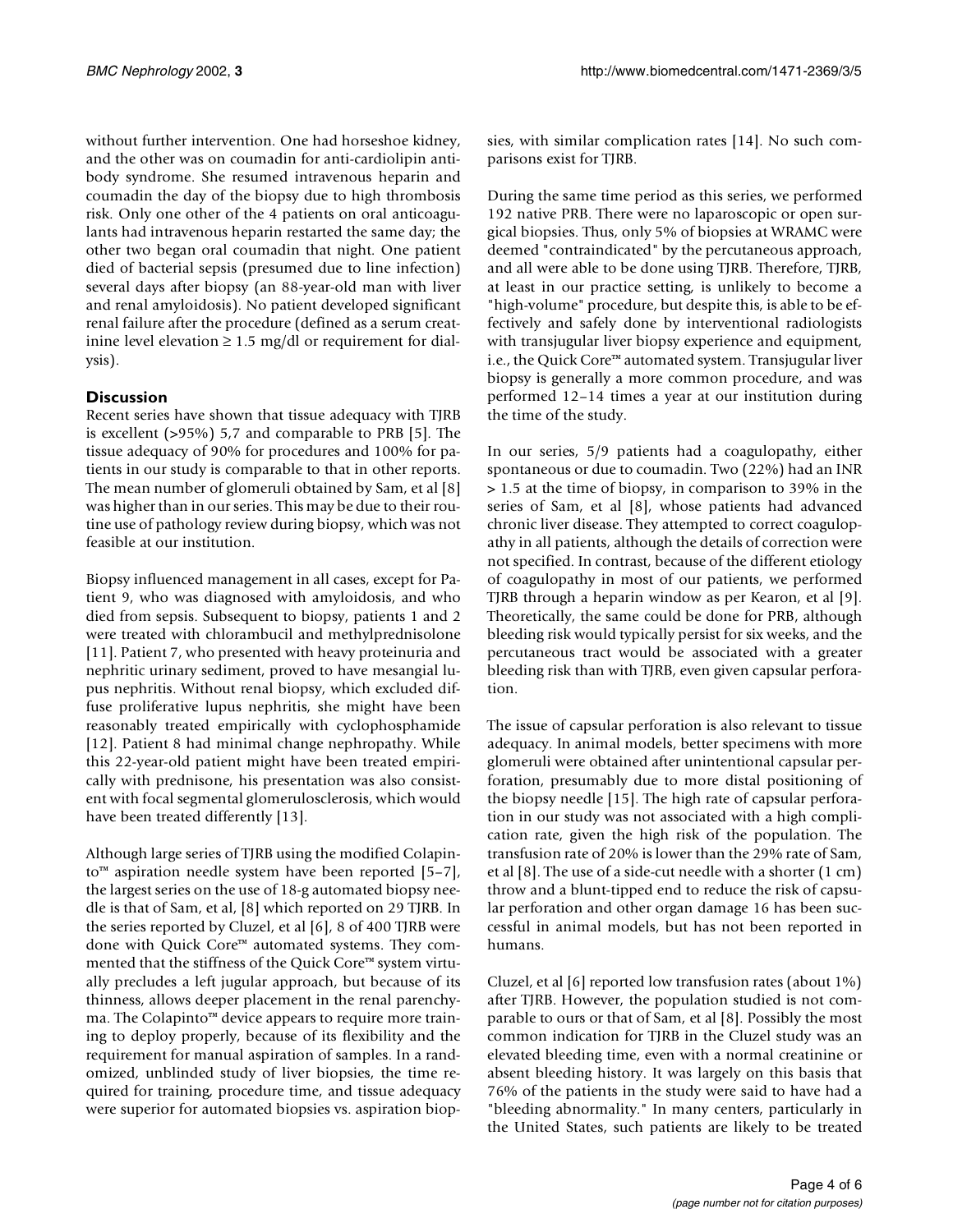without further intervention. One had horseshoe kidney, and the other was on coumadin for anti-cardiolipin antibody syndrome. She resumed intravenous heparin and coumadin the day of the biopsy due to high thrombosis risk. Only one other of the 4 patients on oral anticoagulants had intravenous heparin restarted the same day; the other two began oral coumadin that night. One patient died of bacterial sepsis (presumed due to line infection) several days after biopsy (an 88-year-old man with liver and renal amyloidosis). No patient developed significant renal failure after the procedure (defined as a serum creatinine level elevation ≥ 1.5 mg/dl or requirement for dialysis).

## Discussion

Recent series have shown that tissue adequacy with TJRB is excellent (>95%) 5,7 and comparable to PRB [5]. The tissue adequacy of 90% for procedures and 100% for patients in our study is comparable to that in other reports. The mean number of glomeruli obtained by Sam, et al [8] was higher than in our series. This may be due to their routine use of pathology review during biopsy, which was not feasible at our institution.

Biopsy influenced management in all cases, except for Patient 9, who was diagnosed with amyloidosis, and who died from sepsis. Subsequent to biopsy, patients 1 and 2 were treated with chlorambucil and methylprednisolone [11]. Patient 7, who presented with heavy proteinuria and nephritic urinary sediment, proved to have mesangial lupus nephritis. Without renal biopsy, which excluded diffuse proliferative lupus nephritis, she might have been reasonably treated empirically with cyclophosphamide [12]. Patient 8 had minimal change nephropathy. While this 22-year-old patient might have been treated empirically with prednisone, his presentation was also consistent with focal segmental glomerulosclerosis, which would have been treated differently [13].

Although large series of TJRB using the modified Colapinto™ aspiration needle system have been reported [5–7], the largest series on the use of 18-g automated biopsy needle is that of Sam, et al, [8] which reported on 29 TJRB. In the series reported by Cluzel, et al [6], 8 of 400 TJRB were done with Quick Core™ automated systems. They commented that the stiffness of the Quick Core™ system virtually precludes a left jugular approach, but because of its thinness, allows deeper placement in the renal parenchyma. The Colapinto™ device appears to require more training to deploy properly, because of its flexibility and the requirement for manual aspiration of samples. In a randomized, unblinded study of liver biopsies, the time required for training, procedure time, and tissue adequacy were superior for automated biopsies vs. aspiration biopsies, with similar complication rates [14]. No such comparisons exist for TJRB.

During the same time period as this series, we performed 192 native PRB. There were no laparoscopic or open surgical biopsies. Thus, only 5% of biopsies at WRAMC were deemed "contraindicated" by the percutaneous approach, and all were able to be done using TJRB. Therefore, TJRB, at least in our practice setting, is unlikely to become a "high-volume" procedure, but despite this, is able to be effectively and safely done by interventional radiologists with transjugular liver biopsy experience and equipment, i.e., the Quick Core™ automated system. Transjugular liver biopsy is generally a more common procedure, and was performed 12–14 times a year at our institution during the time of the study.

In our series, 5/9 patients had a coagulopathy, either spontaneous or due to coumadin. Two (22%) had an INR > 1.5 at the time of biopsy, in comparison to 39% in the series of Sam, et al [8], whose patients had advanced chronic liver disease. They attempted to correct coagulopathy in all patients, although the details of correction were not specified. In contrast, because of the different etiology of coagulopathy in most of our patients, we performed TJRB through a heparin window as per Kearon, et al [9]. Theoretically, the same could be done for PRB, although bleeding risk would typically persist for six weeks, and the percutaneous tract would be associated with a greater bleeding risk than with TJRB, even given capsular perforation.

The issue of capsular perforation is also relevant to tissue adequacy. In animal models, better specimens with more glomeruli were obtained after unintentional capsular perforation, presumably due to more distal positioning of the biopsy needle [15]. The high rate of capsular perforation in our study was not associated with a high complication rate, given the high risk of the population. The transfusion rate of 20% is lower than the 29% rate of Sam, et al [8]. The use of a side-cut needle with a shorter (1 cm) throw and a blunt-tipped end to reduce the risk of capsular perforation and other organ damage 16 has been successful in animal models, but has not been reported in humans.

Cluzel, et al [6] reported low transfusion rates (about 1%) after TJRB. However, the population studied is not comparable to ours or that of Sam, et al [8]. Possibly the most common indication for TJRB in the Cluzel study was an elevated bleeding time, even with a normal creatinine or absent bleeding history. It was largely on this basis that 76% of the patients in the study were said to have had a "bleeding abnormality." In many centers, particularly in the United States, such patients are likely to be treated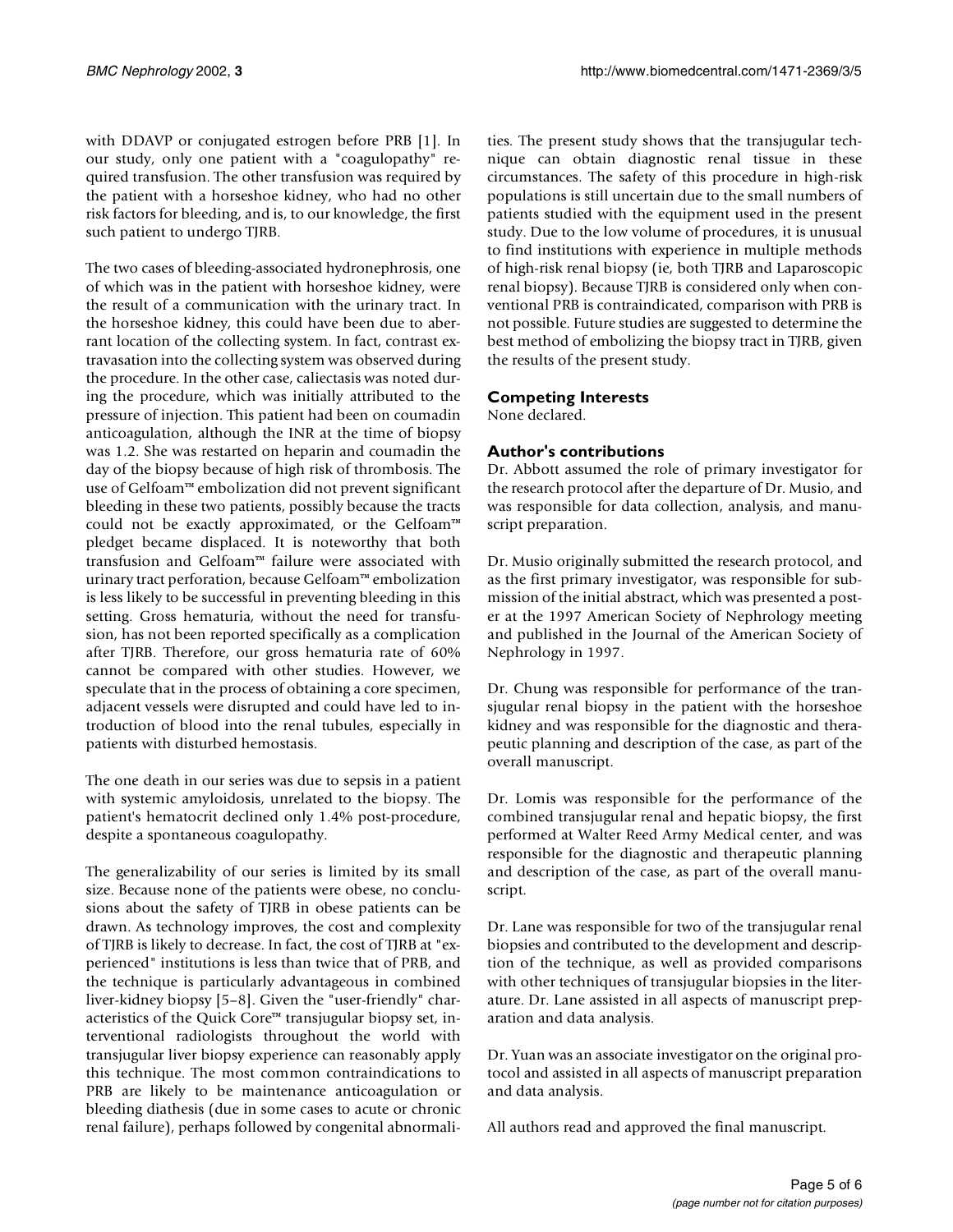with DDAVP or conjugated estrogen before PRB [1]. In our study, only one patient with a "coagulopathy" required transfusion. The other transfusion was required by the patient with a horseshoe kidney, who had no other risk factors for bleeding, and is, to our knowledge, the first such patient to undergo TJRB.

The two cases of bleeding-associated hydronephrosis, one of which was in the patient with horseshoe kidney, were the result of a communication with the urinary tract. In the horseshoe kidney, this could have been due to aberrant location of the collecting system. In fact, contrast extravasation into the collecting system was observed during the procedure. In the other case, caliectasis was noted during the procedure, which was initially attributed to the pressure of injection. This patient had been on coumadin anticoagulation, although the INR at the time of biopsy was 1.2. She was restarted on heparin and coumadin the day of the biopsy because of high risk of thrombosis. The use of Gelfoam™ embolization did not prevent significant bleeding in these two patients, possibly because the tracts could not be exactly approximated, or the Gelfoam™ pledget became displaced. It is noteworthy that both transfusion and Gelfoam™ failure were associated with urinary tract perforation, because Gelfoam™ embolization is less likely to be successful in preventing bleeding in this setting. Gross hematuria, without the need for transfusion, has not been reported specifically as a complication after TJRB. Therefore, our gross hematuria rate of 60% cannot be compared with other studies. However, we speculate that in the process of obtaining a core specimen, adjacent vessels were disrupted and could have led to introduction of blood into the renal tubules, especially in patients with disturbed hemostasis.

The one death in our series was due to sepsis in a patient with systemic amyloidosis, unrelated to the biopsy. The patient's hematocrit declined only 1.4% post-procedure, despite a spontaneous coagulopathy.

The generalizability of our series is limited by its small size. Because none of the patients were obese, no conclusions about the safety of TJRB in obese patients can be drawn. As technology improves, the cost and complexity of TJRB is likely to decrease. In fact, the cost of TJRB at "experienced" institutions is less than twice that of PRB, and the technique is particularly advantageous in combined liver-kidney biopsy [5–8]. Given the "user-friendly" characteristics of the Quick Core™ transjugular biopsy set, interventional radiologists throughout the world with transjugular liver biopsy experience can reasonably apply this technique. The most common contraindications to PRB are likely to be maintenance anticoagulation or bleeding diathesis (due in some cases to acute or chronic renal failure), perhaps followed by congenital abnormalities. The present study shows that the transjugular technique can obtain diagnostic renal tissue in these circumstances. The safety of this procedure in high-risk populations is still uncertain due to the small numbers of patients studied with the equipment used in the present study. Due to the low volume of procedures, it is unusual to find institutions with experience in multiple methods of high-risk renal biopsy (ie, both TJRB and Laparoscopic renal biopsy). Because TJRB is considered only when conventional PRB is contraindicated, comparison with PRB is not possible. Future studies are suggested to determine the best method of embolizing the biopsy tract in TJRB, given the results of the present study.

## Competing Interests

None declared.

## Author's contributions

Dr. Abbott assumed the role of primary investigator for the research protocol after the departure of Dr. Musio, and was responsible for data collection, analysis, and manuscript preparation.

Dr. Musio originally submitted the research protocol, and as the first primary investigator, was responsible for submission of the initial abstract, which was presented a poster at the 1997 American Society of Nephrology meeting and published in the Journal of the American Society of Nephrology in 1997.

Dr. Chung was responsible for performance of the transjugular renal biopsy in the patient with the horseshoe kidney and was responsible for the diagnostic and therapeutic planning and description of the case, as part of the overall manuscript.

Dr. Lomis was responsible for the performance of the combined transjugular renal and hepatic biopsy, the first performed at Walter Reed Army Medical center, and was responsible for the diagnostic and therapeutic planning and description of the case, as part of the overall manuscript.

Dr. Lane was responsible for two of the transjugular renal biopsies and contributed to the development and description of the technique, as well as provided comparisons with other techniques of transjugular biopsies in the literature. Dr. Lane assisted in all aspects of manuscript preparation and data analysis.

Dr. Yuan was an associate investigator on the original protocol and assisted in all aspects of manuscript preparation and data analysis.

All authors read and approved the final manuscript.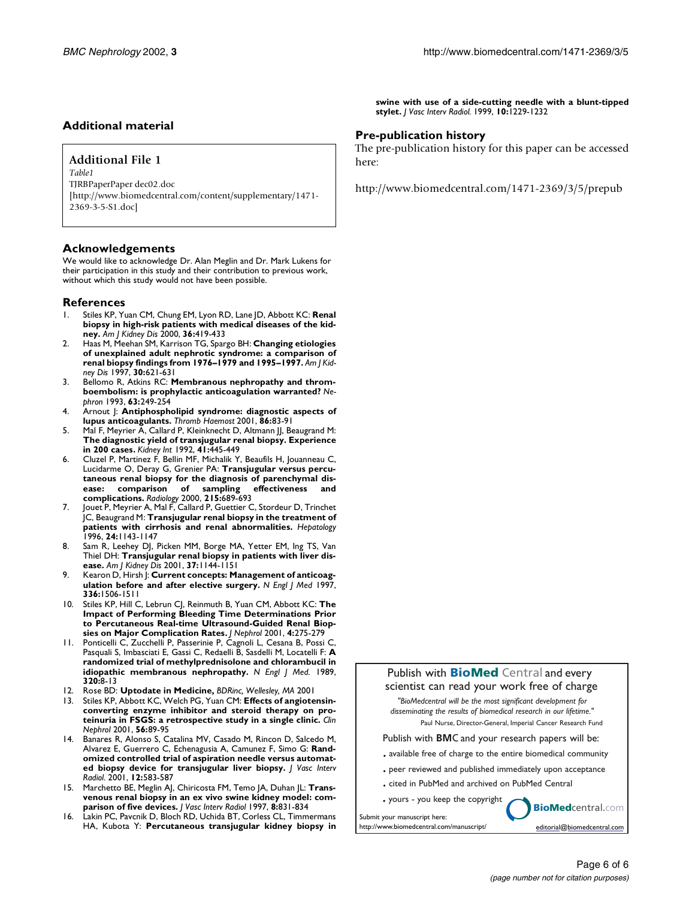## Additional material

**Additional File 1**

*Table1*

TJRBPaperPaper dec02.doc

[http://www.biomedcentral.com/content/supplementary/1471-2369-3-5-S1.doc]

## Acknowledgements

We would like to acknowledge Dr. Alan Meglin and Dr. Mark Lukens for their participation in this study and their contribution to previous work, without which this study would not have been possible.

## References

1. Stiles KP, Yuan CM, Chung EM, Lyon RD, Lane JD, Abbott KC: **Renal biopsy in high-risk patients with medical diseases of the kidney.** *Am J Kidney Dis* 2000, **36:**419-433
2. Haas M, Meehan SM, Karrison TG, Spargo BH: **Changing etiologies of unexplained adult nephrotic syndrome: a comparison of renal biopsy findings from 1976–1979 and 1995–1997.** *Am J Kidney Dis* 1997, **30:**621-631
3. Bellomo R, Atkins RC: **Membranous nephropathy and thromboembolism: is prophylactic anticoagulation warranted?** *Nephron* 1993, **63:**249-254
4. Arnout J: **Antiphospholipid syndrome: diagnostic aspects of lupus anticoagulants.** *Thromb Haemost* 2001, **86:**83-91
5. Mal F, Meyrier A, Callard P, Kleinknecht D, Altmann JJ, Beaugrand M: **The diagnostic yield of transjugular renal biopsy. Experience in 200 cases.** *Kidney Int* 1992, **41:**445-449
6. Cluzel P, Martinez F, Bellin MF, Michalik Y, Beaufils H, Jouanneau C, Lucidarme O, Deray G, Grenier PA: **Transjugular versus percutaneous renal biopsy for the diagnosis of parenchymal disease: comparison of sampling effectiveness and complications.** *Radiology* 2000, **215:**689-693
7. Jouet P, Meyrier A, Mal F, Callard P, Guettier C, Stordeur D, Trinchet JC, Beaugrand M: **Transjugular renal biopsy in the treatment of patients with cirrhosis and renal abnormalities.** *Hepatology* 1996, **24:**1143-1147
8. Sam R, Leehey DJ, Picken MM, Borge MA, Yetter EM, Ing TS, Van Thiel DH: **Transjugular renal biopsy in patients with liver disease.** *Am J Kidney Dis* 2001, **37:**1144-1151
9. Kearon D, Hirsh J: **Current concepts: Management of anticoagulation before and after elective surgery.** *N Engl J Med* 1997, **336:**1506-1511
10. Stiles KP, Hill C, Lebrun CJ, Reinmuth B, Yuan CM, Abbott KC: **The Impact of Performing Bleeding Time Determinations Prior to Percutaneous Real-time Ultrasound-Guided Renal Biopsies on Major Complication Rates.** *J Nephrol* 2001, **4:**275-279
11. Ponticelli C, Zucchelli P, Passerinie P, Cagnoli L, Cesana B, Possi C, Pasquali S, Imbasciati E, Gassi C, Redaelli B, Sasdelli M, Locatelli F: **A randomized trial of methylprednisolone and chlorambucil in idiopathic membranous nephropathy.** *N Engl J Med.* 1989, **320:**8-13
12. Rose BD: **Uptodate in Medicine,** *BDRinc, Wellesley, MA* 2001
13. Stiles KP, Abbott KC, Welch PG, Yuan CM: **Effects of angiotensin-converting enzyme inhibitor and steroid therapy on proteinuria in FSGS: a retrospective study in a single clinic.** *Clin Nephrol* 2001, **56:**89-95
14. Banares R, Alonso S, Catalina MV, Casado M, Rincon D, Salcedo M, Alvarez E, Guerrero C, Echenagusia A, Camunez F, Simo G: **Randomized controlled trial of aspiration needle versus automated biopsy device for transjugular liver biopsy.** *J Vasc Interv Radiol.* 2001, **12:**583-587
15. Marchetto BE, Meglin AJ, Chiricosta FM, Temo JA, Duhan JL: **Transvenous renal biopsy in an ex vivo swine kidney model: comparison of five devices.** *J Vasc Interv Radiol* 1997, **8:**831-834
16. Lakin PC, Pavcnik D, Bloch RD, Uchida BT, Corless CL, Timmermans HA, Kubota Y: **Percutaneous transjugular kidney biopsy in swine with use of a side-cutting needle with a blunt-tipped stylet.** *J Vasc Interv Radiol.* 1999, **10:**1229-1232

## Pre-publication history

The pre-publication history for this paper can be accessed here:

http://www.biomedcentral.com/1471-2369/3/5/prepub

Publish with **BioMed** Central and every scientist can read your work free of charge

*"BioMedcentral will be the most significant development for disseminating the results of biomedical research in our lifetime."*

Paul Nurse, Director-General, Imperial Cancer Research Fund

Publish with **BMC** and your research papers will be:

- available free of charge to the entire biomedical community
- peer reviewed and published immediately upon acceptance
- cited in PubMed and archived on PubMed Central
- yours - you keep the copyright

**BioMed**central.com

Submit your manuscript here:
http://www.biomedcentral.com/manuscript/

editorial@biomedcentral.com